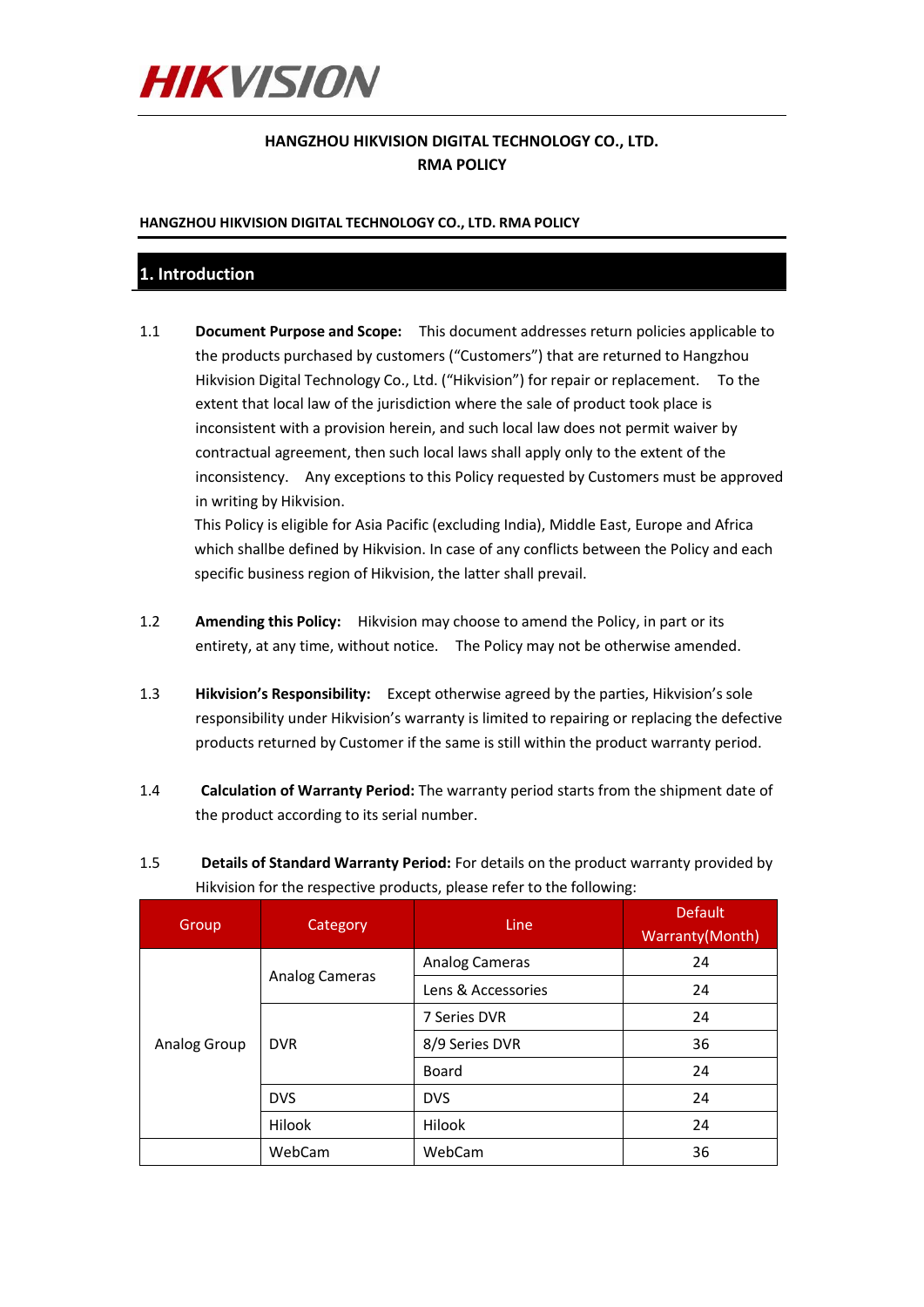HIKVISION

**HANGZHOU HIKVISION DIGITAL TECHNOLOGY CO., LTD.**
**RMA POLICY**

**HANGZHOU HIKVISION DIGITAL TECHNOLOGY CO., LTD. RMA POLICY**

## 1. Introduction

1.1 **Document Purpose and Scope:** This document addresses return policies applicable to the products purchased by customers ("Customers") that are returned to Hangzhou Hikvision Digital Technology Co., Ltd. ("Hikvision") for repair or replacement. To the extent that local law of the jurisdiction where the sale of product took place is inconsistent with a provision herein, and such local law does not permit waiver by contractual agreement, then such local laws shall apply only to the extent of the inconsistency. Any exceptions to this Policy requested by Customers must be approved in writing by Hikvision.
This Policy is eligible for Asia Pacific (excluding India), Middle East, Europe and Africa which shallbe defined by Hikvision. In case of any conflicts between the Policy and each specific business region of Hikvision, the latter shall prevail.

1.2 **Amending this Policy:** Hikvision may choose to amend the Policy, in part or its entirety, at any time, without notice. The Policy may not be otherwise amended.

1.3 **Hikvision's Responsibility:** Except otherwise agreed by the parties, Hikvision's sole responsibility under Hikvision's warranty is limited to repairing or replacing the defective products returned by Customer if the same is still within the product warranty period.

1.4 **Calculation of Warranty Period:** The warranty period starts from the shipment date of the product according to its serial number.

1.5 **Details of Standard Warranty Period:** For details on the product warranty provided by Hikvision for the respective products, please refer to the following:

| Group | Category | Line | Default Warranty(Month) |
|---|---|---|---|
| Analog Group | Analog Cameras | Analog Cameras | 24 |
| | | Lens & Accessories | 24 |
| | DVR | 7 Series DVR | 24 |
| | | 8/9 Series DVR | 36 |
| | | Board | 24 |
| | DVS | DVS | 24 |
| | Hilook | Hilook | 24 |
| | WebCam | WebCam | 36 |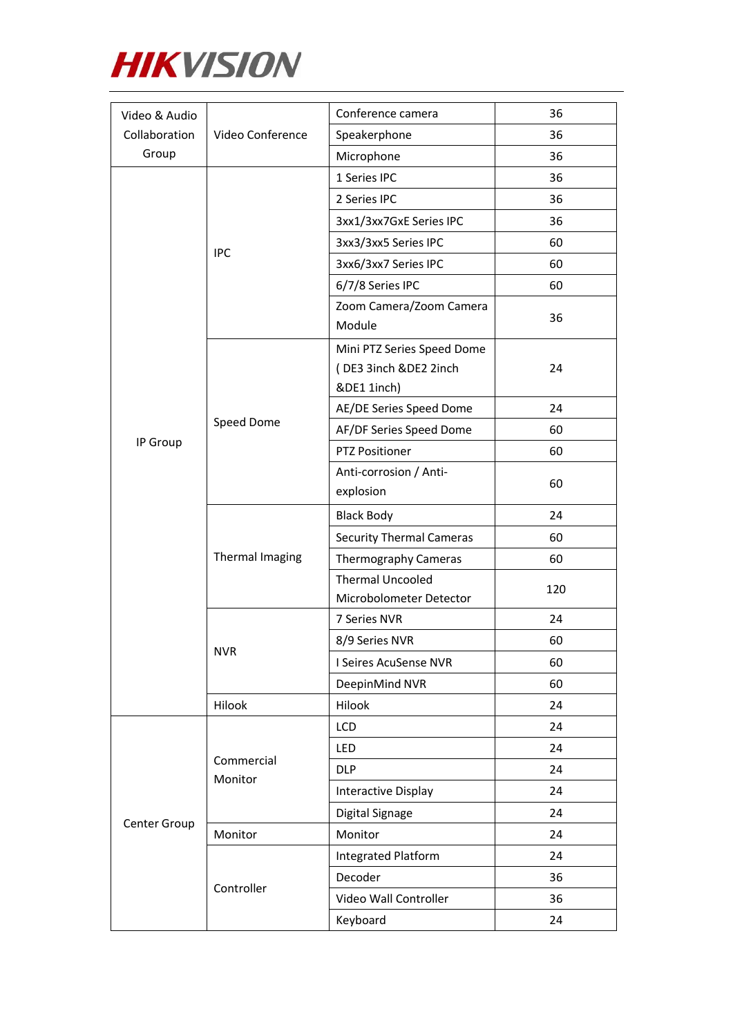| | | | |
|---|---|---|---|
| Video & Audio Collaboration Group | Video Conference | Conference camera | 36 |
| | | Speakerphone | 36 |
| | | Microphone | 36 |
| IP Group | IPC | 1 Series IPC | 36 |
| | | 2 Series IPC | 36 |
| | | 3xx1/3xx7GxE Series IPC | 36 |
| | | 3xx3/3xx5 Series IPC | 60 |
| | | 3xx6/3xx7 Series IPC | 60 |
| | | 6/7/8 Series IPC | 60 |
| | | Zoom Camera/Zoom Camera Module | 36 |
| | Speed Dome | Mini PTZ Series Speed Dome ( DE3 3inch &DE2 2inch &DE1 1inch) | 24 |
| | | AE/DE Series Speed Dome | 24 |
| | | AF/DF Series Speed Dome | 60 |
| | | PTZ Positioner | 60 |
| | | Anti-corrosion / Anti-explosion | 60 |
| | Thermal Imaging | Black Body | 24 |
| | | Security Thermal Cameras | 60 |
| | | Thermography Cameras | 60 |
| | | Thermal Uncooled Microbolometer Detector | 120 |
| | NVR | 7 Series NVR | 24 |
| | | 8/9 Series NVR | 60 |
| | | I Seires AcuSense NVR | 60 |
| | | DeepinMind NVR | 60 |
| | Hilook | Hilook | 24 |
| Center Group | Commercial Monitor | LCD | 24 |
| | | LED | 24 |
| | | DLP | 24 |
| | | Interactive Display | 24 |
| | | Digital Signage | 24 |
| | Monitor | Monitor | 24 |
| | Controller | Integrated Platform | 24 |
| | | Decoder | 36 |
| | | Video Wall Controller | 36 |
| | | Keyboard | 24 |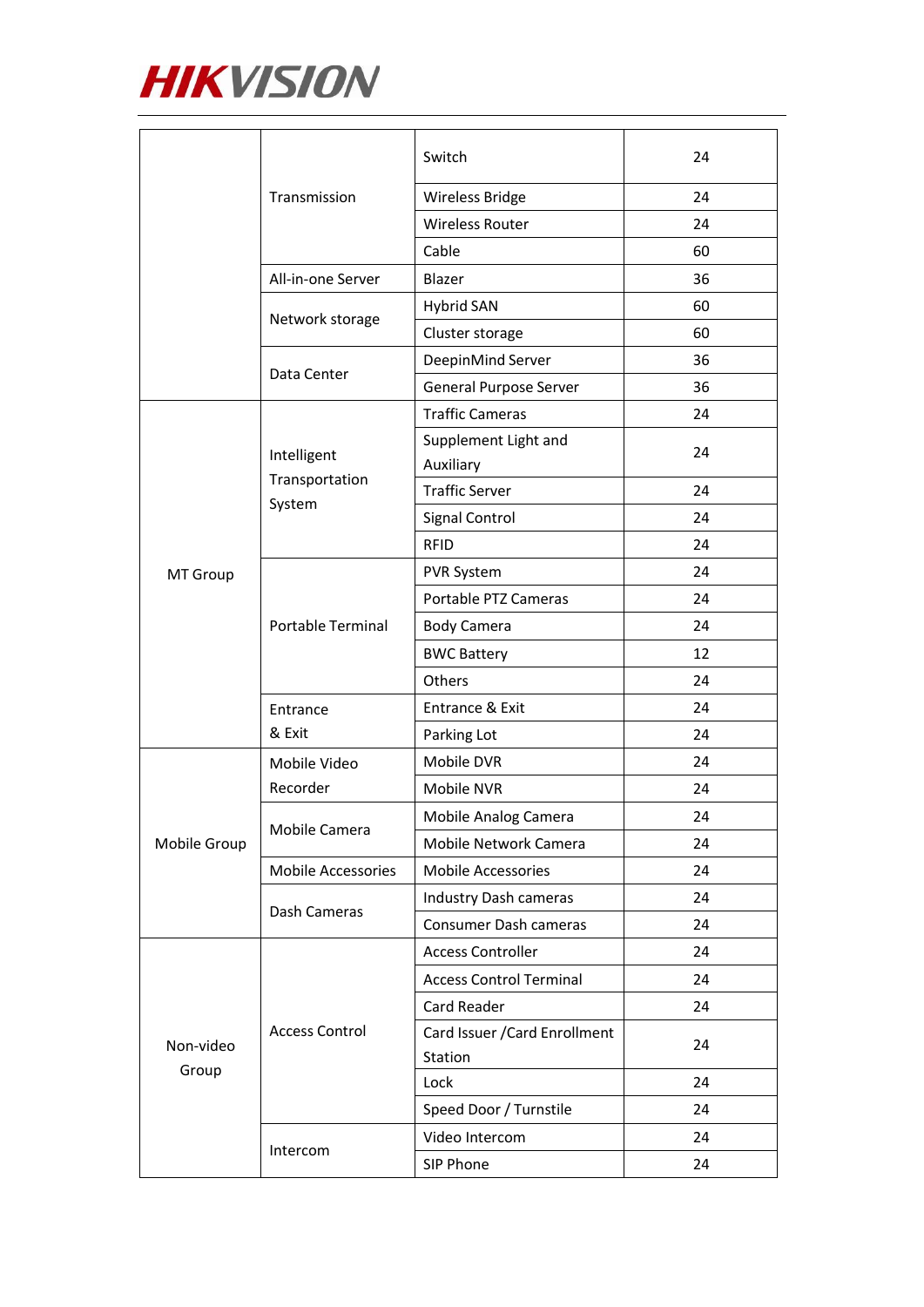| | | | |
|---|---|---|---|
| | Transmission | Switch | 24 |
| | | Wireless Bridge | 24 |
| | | Wireless Router | 24 |
| | | Cable | 60 |
| | All-in-one Server | Blazer | 36 |
| | Network storage | Hybrid SAN | 60 |
| | | Cluster storage | 60 |
| | Data Center | DeepinMind Server | 36 |
| | | General Purpose Server | 36 |
| MT Group | Intelligent Transportation System | Traffic Cameras | 24 |
| | | Supplement Light and Auxiliary | 24 |
| | | Traffic Server | 24 |
| | | Signal Control | 24 |
| | | RFID | 24 |
| | Portable Terminal | PVR System | 24 |
| | | Portable PTZ Cameras | 24 |
| | | Body Camera | 24 |
| | | BWC Battery | 12 |
| | | Others | 24 |
| | Entrance & Exit | Entrance & Exit | 24 |
| | | Parking Lot | 24 |
| Mobile Group | Mobile Video Recorder | Mobile DVR | 24 |
| | | Mobile NVR | 24 |
| | Mobile Camera | Mobile Analog Camera | 24 |
| | | Mobile Network Camera | 24 |
| | Mobile Accessories | Mobile Accessories | 24 |
| | Dash Cameras | Industry Dash cameras | 24 |
| | | Consumer Dash cameras | 24 |
| Non-video Group | Access Control | Access Controller | 24 |
| | | Access Control Terminal | 24 |
| | | Card Reader | 24 |
| | | Card Issuer /Card Enrollment Station | 24 |
| | | Lock | 24 |
| | | Speed Door / Turnstile | 24 |
| | Intercom | Video Intercom | 24 |
| | | SIP Phone | 24 |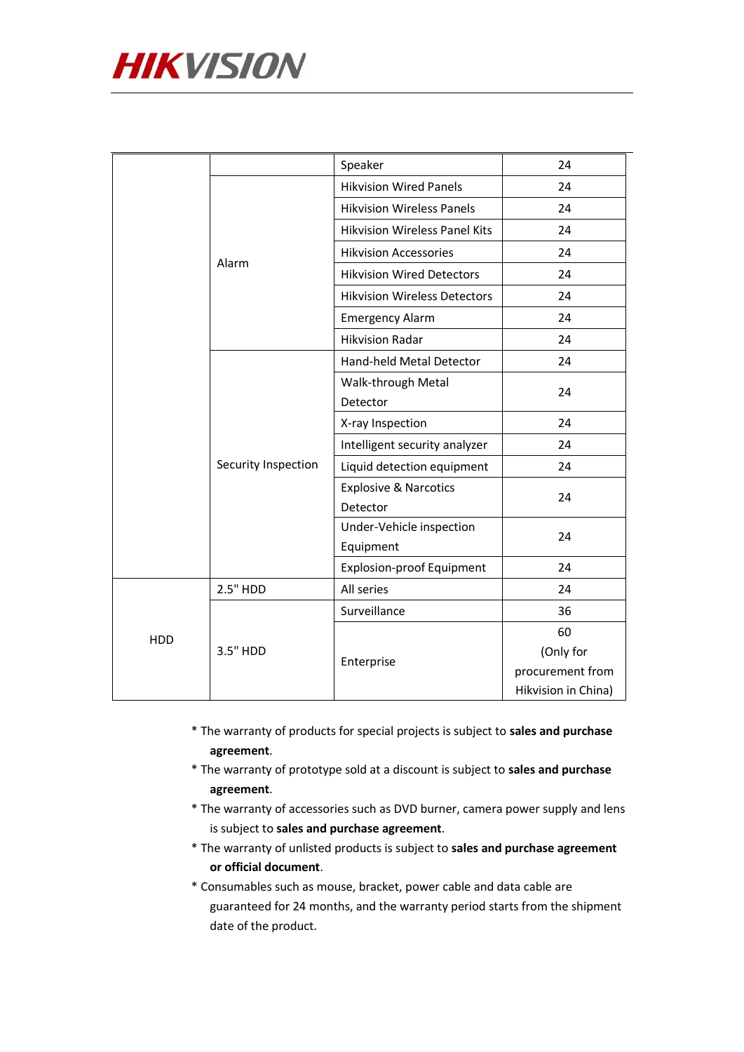| | | | |
|---|---|---|---|
| | | Speaker | 24 |
| | Alarm | Hikvision Wired Panels | 24 |
| | | Hikvision Wireless Panels | 24 |
| | | Hikvision Wireless Panel Kits | 24 |
| | | Hikvision Accessories | 24 |
| | | Hikvision Wired Detectors | 24 |
| | | Hikvision Wireless Detectors | 24 |
| | | Emergency Alarm | 24 |
| | | Hikvision Radar | 24 |
| | Security Inspection | Hand-held Metal Detector | 24 |
| | | Walk-through Metal Detector | 24 |
| | | X-ray Inspection | 24 |
| | | Intelligent security analyzer | 24 |
| | | Liquid detection equipment | 24 |
| | | Explosive & Narcotics Detector | 24 |
| | | Under-Vehicle inspection Equipment | 24 |
| | | Explosion-proof Equipment | 24 |
| HDD | 2.5" HDD | All series | 24 |
| | 3.5" HDD | Surveillance | 36 |
| | | Enterprise | 60 (Only for procurement from Hikvision in China) |

* The warranty of products for special projects is subject to **sales and purchase agreement**.
* The warranty of prototype sold at a discount is subject to **sales and purchase agreement**.
* The warranty of accessories such as DVD burner, camera power supply and lens is subject to **sales and purchase agreement**.
* The warranty of unlisted products is subject to **sales and purchase agreement or official document**.
* Consumables such as mouse, bracket, power cable and data cable are guaranteed for 24 months, and the warranty period starts from the shipment date of the product.